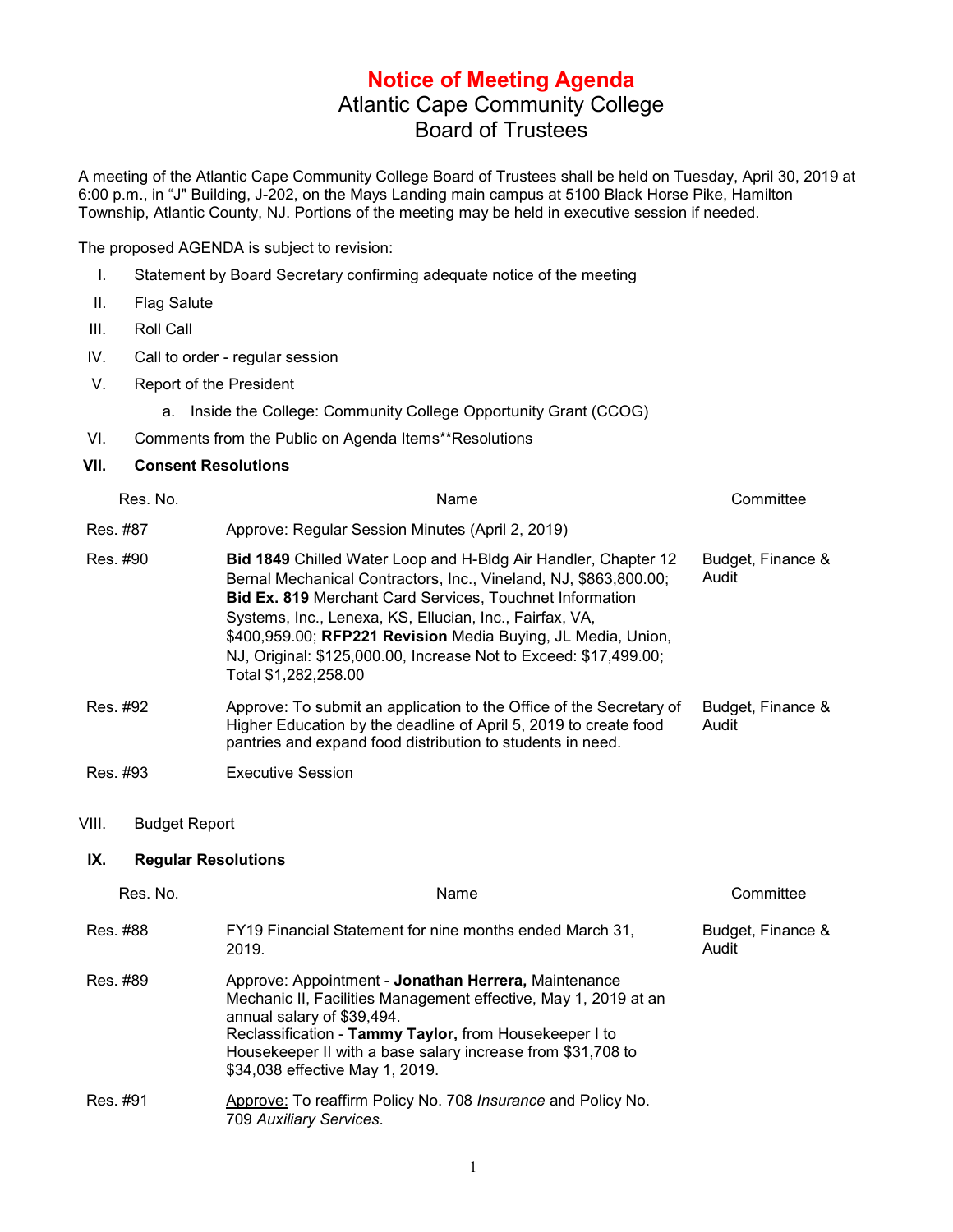# Notice of Meeting Agenda

## Atlantic Cape Community College
## Board of Trustees

A meeting of the Atlantic Cape Community College Board of Trustees shall be held on Tuesday, April 30, 2019 at 6:00 p.m., in "J" Building, J-202, on the Mays Landing main campus at 5100 Black Horse Pike, Hamilton Township, Atlantic County, NJ. Portions of the meeting may be held in executive session if needed.

The proposed AGENDA is subject to revision:

I. Statement by Board Secretary confirming adequate notice of the meeting

II. Flag Salute

III. Roll Call

IV. Call to order - regular session

V. Report of the President

   a. Inside the College: Community College Opportunity Grant (CCOG)

VI. Comments from the Public on Agenda Items**Resolutions

**VII. Consent Resolutions**

| Res. No. | Name | Committee |
|---|---|---|
| Res. #87 | Approve: Regular Session Minutes (April 2, 2019) | |
| Res. #90 | **Bid 1849** Chilled Water Loop and H-Bldg Air Handler, Chapter 12 Bernal Mechanical Contractors, Inc., Vineland, NJ, $863,800.00; **Bid Ex. 819** Merchant Card Services, Touchnet Information Systems, Inc., Lenexa, KS, Ellucian, Inc., Fairfax, VA, $400,959.00; **RFP221 Revision** Media Buying, JL Media, Union, NJ, Original: $125,000.00, Increase Not to Exceed: $17,499.00; Total $1,282,258.00 | Budget, Finance & Audit |
| Res. #92 | Approve: To submit an application to the Office of the Secretary of Higher Education by the deadline of April 5, 2019 to create food pantries and expand food distribution to students in need. | Budget, Finance & Audit |
| Res. #93 | Executive Session | |

VIII. Budget Report

**IX. Regular Resolutions**

| Res. No. | Name | Committee |
|---|---|---|
| Res. #88 | FY19 Financial Statement for nine months ended March 31, 2019. | Budget, Finance & Audit |
| Res. #89 | Approve: Appointment - **Jonathan Herrera,** Maintenance Mechanic II, Facilities Management effective, May 1, 2019 at an annual salary of $39,494.<br>Reclassification - **Tammy Taylor,** from Housekeeper I to Housekeeper II with a base salary increase from $31,708 to $34,038 effective May 1, 2019. | |
| Res. #91 | Approve: To reaffirm Policy No. 708 *Insurance* and Policy No. 709 *Auxiliary Services*. | |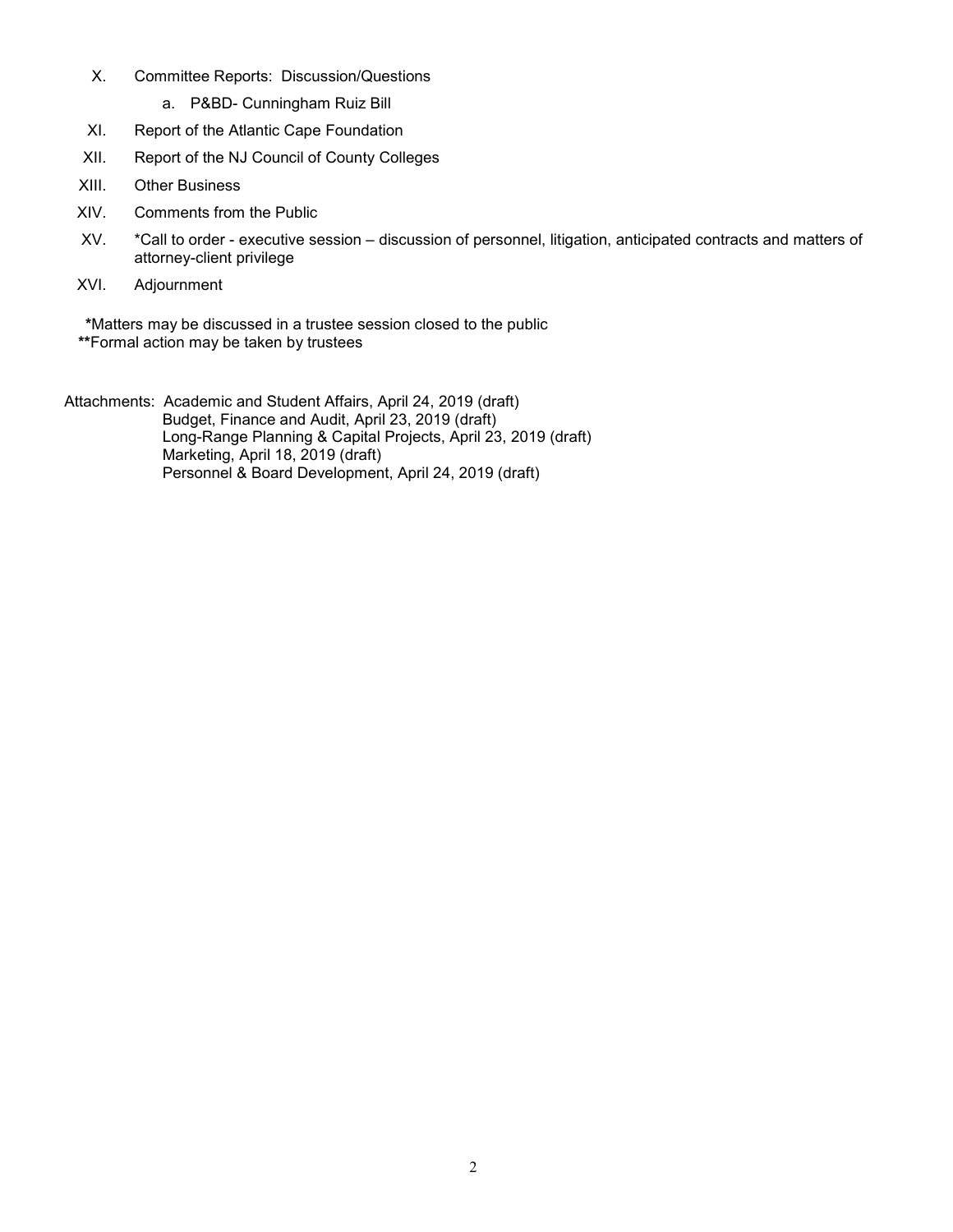X. Committee Reports: Discussion/Questions

   a. P&BD- Cunningham Ruiz Bill

XI. Report of the Atlantic Cape Foundation

XII. Report of the NJ Council of County Colleges

XIII. Other Business

XIV. Comments from the Public

XV. *Call to order - executive session – discussion of personnel, litigation, anticipated contracts and matters of attorney-client privilege

XVI. Adjournment

**\***Matters may be discussed in a trustee session closed to the public
**\*\***Formal action may be taken by trustees

Attachments: Academic and Student Affairs, April 24, 2019 (draft)
Budget, Finance and Audit, April 23, 2019 (draft)
Long-Range Planning & Capital Projects, April 23, 2019 (draft)
Marketing, April 18, 2019 (draft)
Personnel & Board Development, April 24, 2019 (draft)